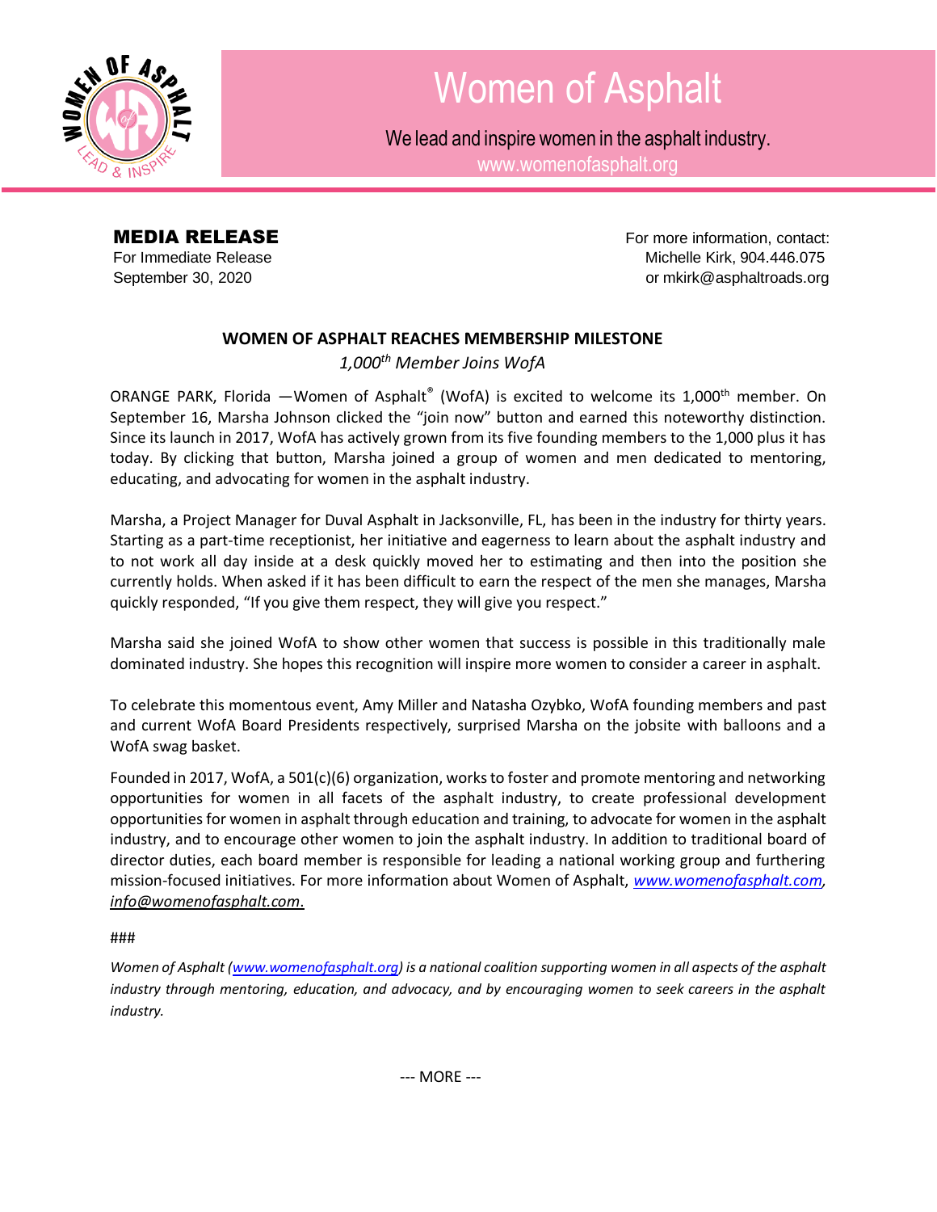# Women of Asphalt

We lead and inspire women in the asphalt industry.
www.womenofasphalt.org

**MEDIA RELEASE**
For Immediate Release
September 30, 2020

For more information, contact:
Michelle Kirk, 904.446.075
or mkirk@asphaltroads.org

## WOMEN OF ASPHALT REACHES MEMBERSHIP MILESTONE

*1,000th Member Joins WofA*

ORANGE PARK, Florida —Women of Asphalt® (WofA) is excited to welcome its 1,000th member. On September 16, Marsha Johnson clicked the "join now" button and earned this noteworthy distinction. Since its launch in 2017, WofA has actively grown from its five founding members to the 1,000 plus it has today. By clicking that button, Marsha joined a group of women and men dedicated to mentoring, educating, and advocating for women in the asphalt industry.

Marsha, a Project Manager for Duval Asphalt in Jacksonville, FL, has been in the industry for thirty years. Starting as a part-time receptionist, her initiative and eagerness to learn about the asphalt industry and to not work all day inside at a desk quickly moved her to estimating and then into the position she currently holds. When asked if it has been difficult to earn the respect of the men she manages, Marsha quickly responded, "If you give them respect, they will give you respect."

Marsha said she joined WofA to show other women that success is possible in this traditionally male dominated industry. She hopes this recognition will inspire more women to consider a career in asphalt.

To celebrate this momentous event, Amy Miller and Natasha Ozybko, WofA founding members and past and current WofA Board Presidents respectively, surprised Marsha on the jobsite with balloons and a WofA swag basket.

Founded in 2017, WofA, a 501(c)(6) organization, works to foster and promote mentoring and networking opportunities for women in all facets of the asphalt industry, to create professional development opportunities for women in asphalt through education and training, to advocate for women in the asphalt industry, and to encourage other women to join the asphalt industry. In addition to traditional board of director duties, each board member is responsible for leading a national working group and furthering mission-focused initiatives. For more information about Women of Asphalt, *www.womenofasphalt.com, info@womenofasphalt.com.*

###

*Women of Asphalt (www.womenofasphalt.org) is a national coalition supporting women in all aspects of the asphalt industry through mentoring, education, and advocacy, and by encouraging women to seek careers in the asphalt industry.*

--- MORE ---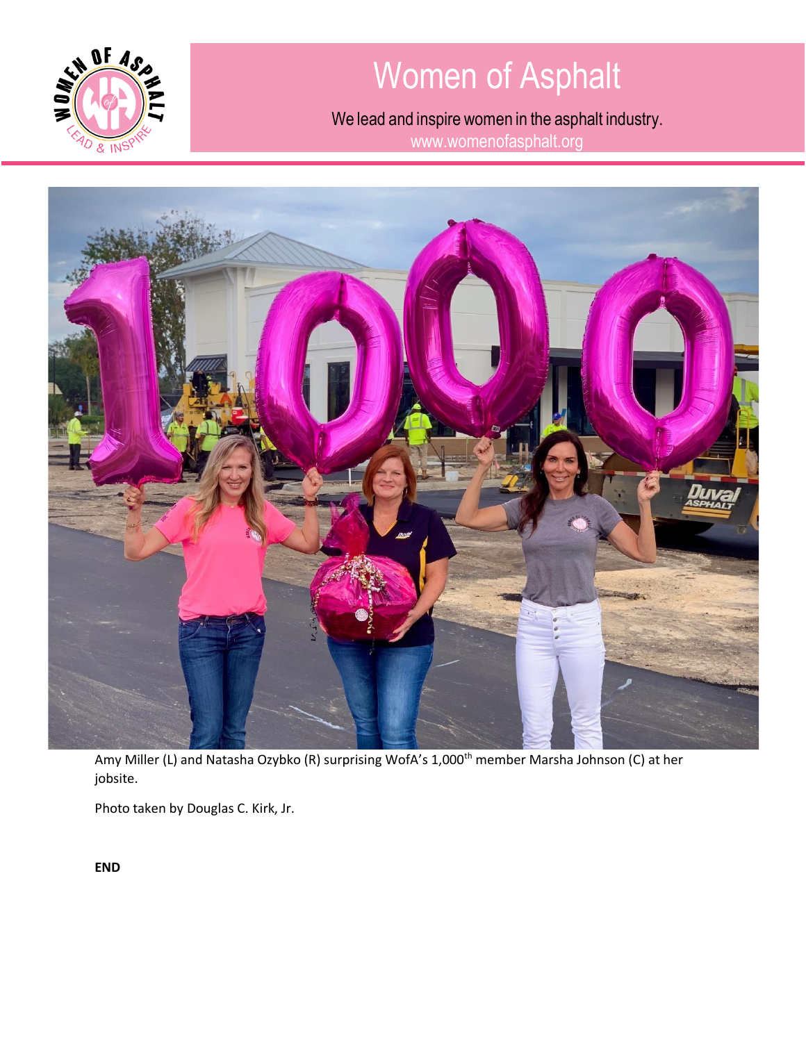# Women of Asphalt

We lead and inspire women in the asphalt industry.
www.womenofasphalt.org

Amy Miller (L) and Natasha Ozybko (R) surprising WofA's 1,000th member Marsha Johnson (C) at her jobsite.

Photo taken by Douglas C. Kirk, Jr.

**END**